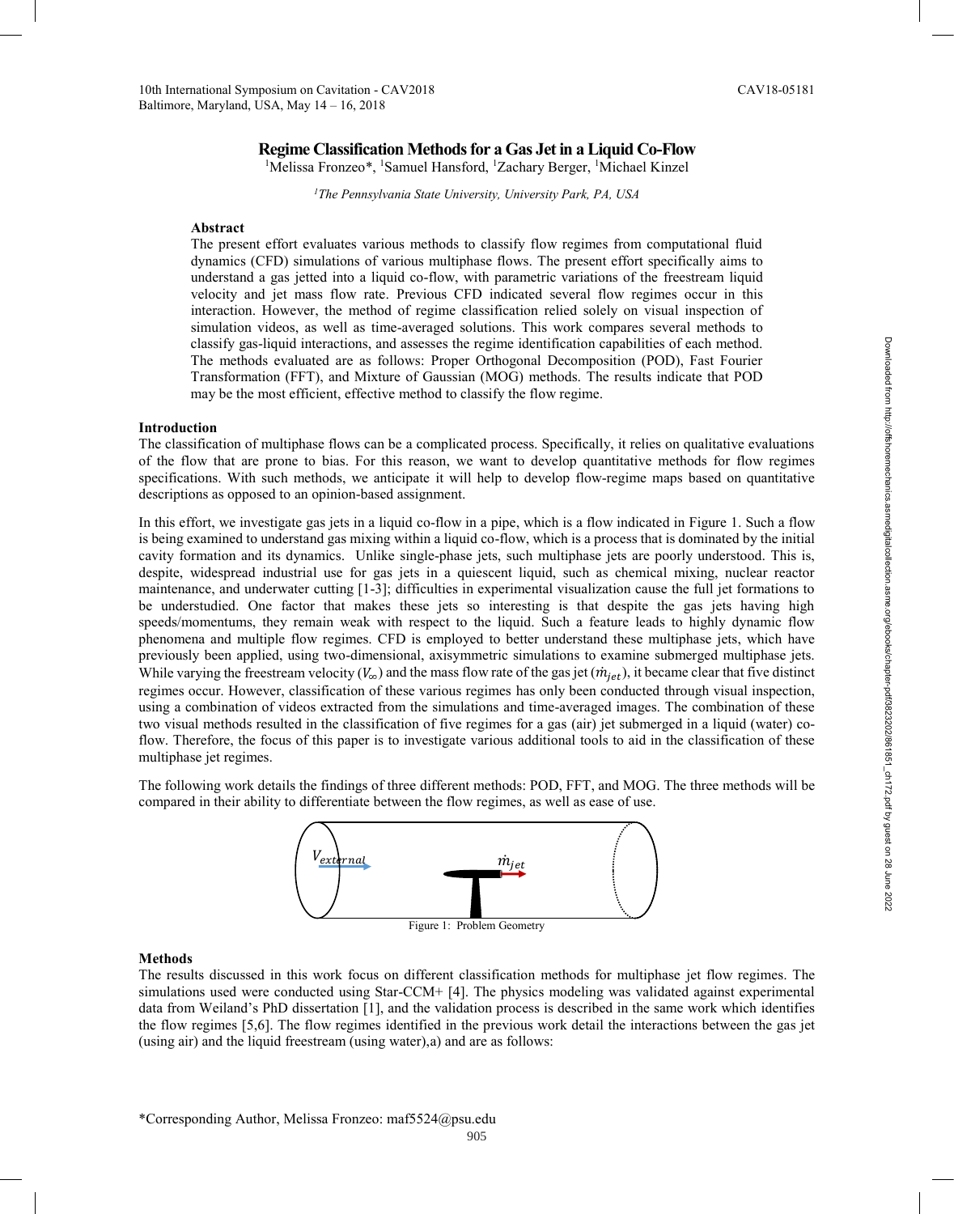# Regime Classification Methods for a Gas Jet in a Liquid Co-Flow

[1]Melissa Fronzeo*, [1]Samuel Hansford, [1]Zachary Berger, [1]Michael Kinzel

*[1]The Pennsylvania State University, University Park, PA, USA*

## Abstract

The present effort evaluates various methods to classify flow regimes from computational fluid dynamics (CFD) simulations of various multiphase flows. The present effort specifically aims to understand a gas jetted into a liquid co-flow, with parametric variations of the freestream liquid velocity and jet mass flow rate. Previous CFD indicated several flow regimes occur in this interaction. However, the method of regime classification relied solely on visual inspection of simulation videos, as well as time-averaged solutions. This work compares several methods to classify gas-liquid interactions, and assesses the regime identification capabilities of each method. The methods evaluated are as follows: Proper Orthogonal Decomposition (POD), Fast Fourier Transformation (FFT), and Mixture of Gaussian (MOG) methods. The results indicate that POD may be the most efficient, effective method to classify the flow regime.

## Introduction

The classification of multiphase flows can be a complicated process. Specifically, it relies on qualitative evaluations of the flow that are prone to bias. For this reason, we want to develop quantitative methods for flow regimes specifications. With such methods, we anticipate it will help to develop flow-regime maps based on quantitative descriptions as opposed to an opinion-based assignment.

In this effort, we investigate gas jets in a liquid co-flow in a pipe, which is a flow indicated in Figure 1. Such a flow is being examined to understand gas mixing within a liquid co-flow, which is a process that is dominated by the initial cavity formation and its dynamics. Unlike single-phase jets, such multiphase jets are poorly understood. This is, despite, widespread industrial use for gas jets in a quiescent liquid, such as chemical mixing, nuclear reactor maintenance, and underwater cutting [1-3]; difficulties in experimental visualization cause the full jet formations to be understudied. One factor that makes these jets so interesting is that despite the gas jets having high speeds/momentums, they remain weak with respect to the liquid. Such a feature leads to highly dynamic flow phenomena and multiple flow regimes. CFD is employed to better understand these multiphase jets, which have previously been applied, using two-dimensional, axisymmetric simulations to examine submerged multiphase jets. While varying the freestream velocity ($V_\infty$) and the mass flow rate of the gas jet ($\dot{m}_{jet}$), it became clear that five distinct regimes occur. However, classification of these various regimes has only been conducted through visual inspection, using a combination of videos extracted from the simulations and time-averaged images. The combination of these two visual methods resulted in the classification of five regimes for a gas (air) jet submerged in a liquid (water) co-flow. Therefore, the focus of this paper is to investigate various additional tools to aid in the classification of these multiphase jet regimes.

The following work details the findings of three different methods: POD, FFT, and MOG. The three methods will be compared in their ability to differentiate between the flow regimes, as well as ease of use.

$V_{external}$ $\dot{m}_{jet}$

Figure 1: Problem Geometry

## Methods

The results discussed in this work focus on different classification methods for multiphase jet flow regimes. The simulations used were conducted using Star-CCM+ [4]. The physics modeling was validated against experimental data from Weiland's PhD dissertation [1], and the validation process is described in the same work which identifies the flow regimes [5,6]. The flow regimes identified in the previous work detail the interactions between the gas jet (using air) and the liquid freestream (using water),a) and are as follows:

*Corresponding Author, Melissa Fronzeo: maf5524@psu.edu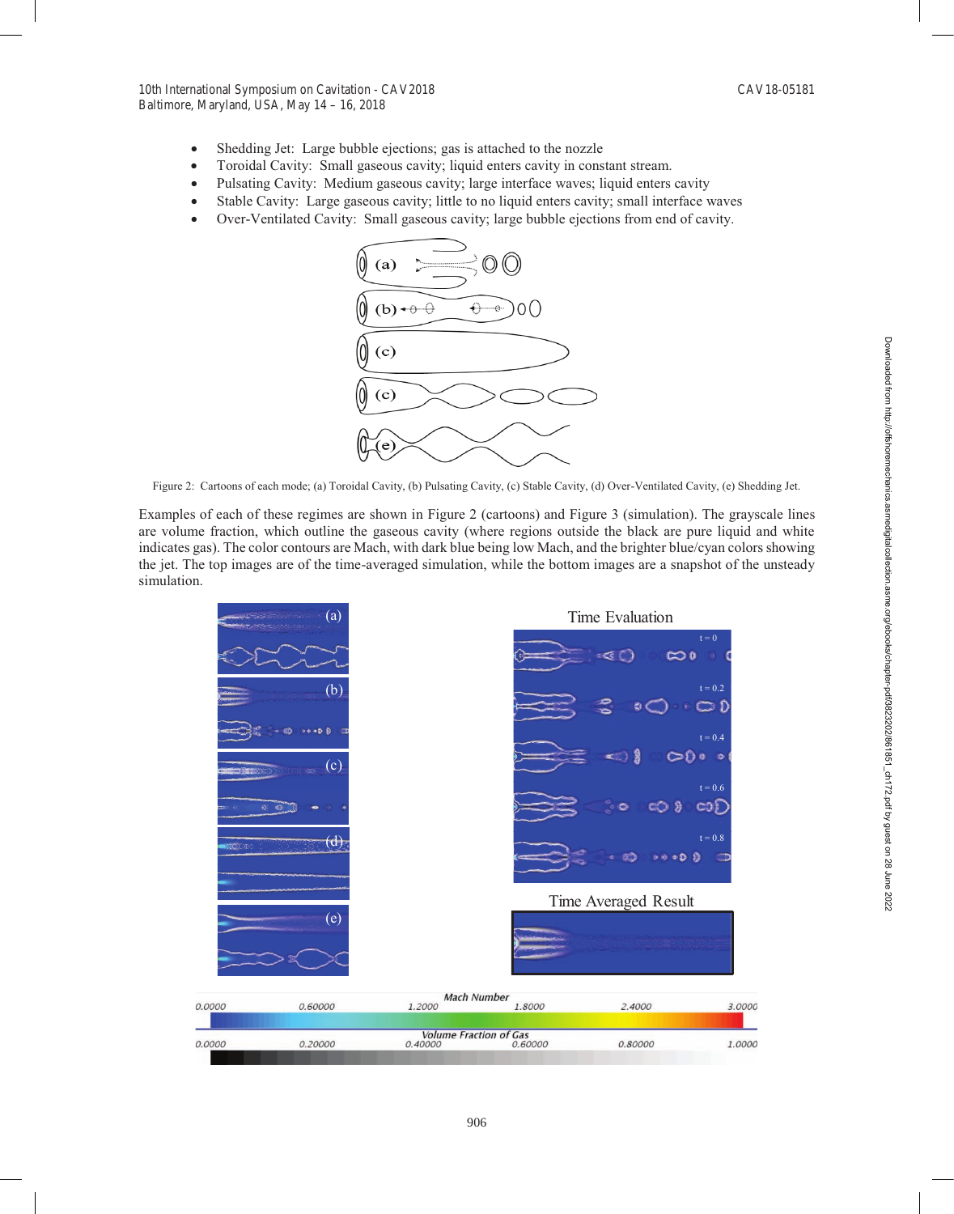- Shedding Jet: Large bubble ejections; gas is attached to the nozzle
- Toroidal Cavity: Small gaseous cavity; liquid enters cavity in constant stream.
- Pulsating Cavity: Medium gaseous cavity; large interface waves; liquid enters cavity
- Stable Cavity: Large gaseous cavity; little to no liquid enters cavity; small interface waves
- Over-Ventilated Cavity: Small gaseous cavity; large bubble ejections from end of cavity.

Figure 2: Cartoons of each mode; (a) Toroidal Cavity, (b) Pulsating Cavity, (c) Stable Cavity, (d) Over-Ventilated Cavity, (e) Shedding Jet.

Examples of each of these regimes are shown in Figure 2 (cartoons) and Figure 3 (simulation). The grayscale lines are volume fraction, which outline the gaseous cavity (where regions outside the black are pure liquid and white indicates gas). The color contours are Mach, with dark blue being low Mach, and the brighter blue/cyan colors showing the jet. The top images are of the time-averaged simulation, while the bottom images are a snapshot of the unsteady simulation.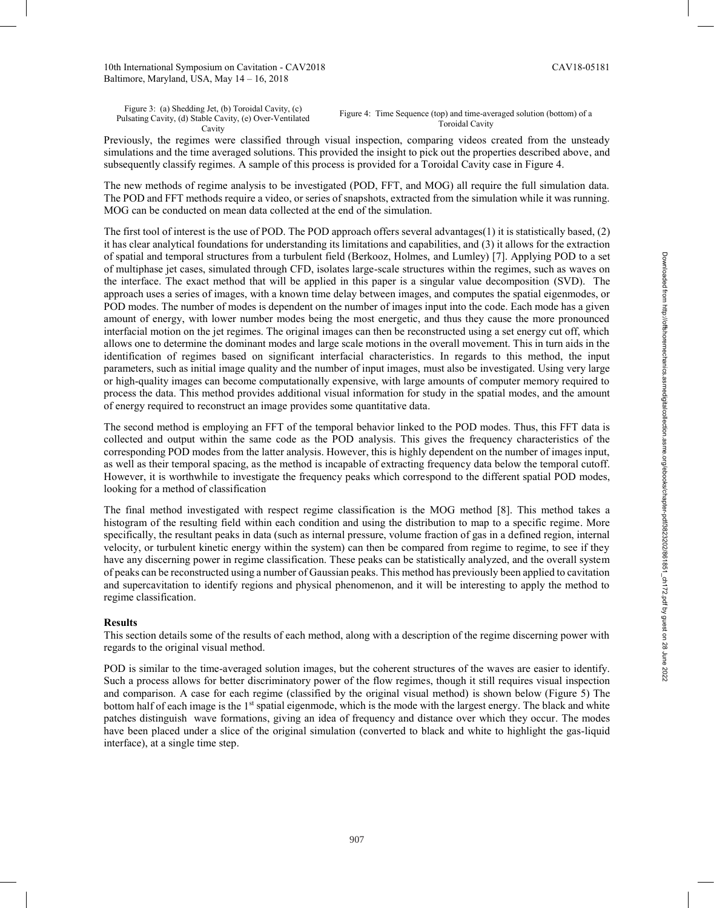Figure 3: (a) Shedding Jet, (b) Toroidal Cavity, (c) Pulsating Cavity, (d) Stable Cavity, (e) Over-Ventilated Cavity

Figure 4: Time Sequence (top) and time-averaged solution (bottom) of a Toroidal Cavity

Previously, the regimes were classified through visual inspection, comparing videos created from the unsteady simulations and the time averaged solutions. This provided the insight to pick out the properties described above, and subsequently classify regimes. A sample of this process is provided for a Toroidal Cavity case in Figure 4.

The new methods of regime analysis to be investigated (POD, FFT, and MOG) all require the full simulation data. The POD and FFT methods require a video, or series of snapshots, extracted from the simulation while it was running. MOG can be conducted on mean data collected at the end of the simulation.

The first tool of interest is the use of POD. The POD approach offers several advantages(1) it is statistically based, (2) it has clear analytical foundations for understanding its limitations and capabilities, and (3) it allows for the extraction of spatial and temporal structures from a turbulent field (Berkooz, Holmes, and Lumley) [7]. Applying POD to a set of multiphase jet cases, simulated through CFD, isolates large-scale structures within the regimes, such as waves on the interface. The exact method that will be applied in this paper is a singular value decomposition (SVD). The approach uses a series of images, with a known time delay between images, and computes the spatial eigenmodes, or POD modes. The number of modes is dependent on the number of images input into the code. Each mode has a given amount of energy, with lower number modes being the most energetic, and thus they cause the more pronounced interfacial motion on the jet regimes. The original images can then be reconstructed using a set energy cut off, which allows one to determine the dominant modes and large scale motions in the overall movement. This in turn aids in the identification of regimes based on significant interfacial characteristics. In regards to this method, the input parameters, such as initial image quality and the number of input images, must also be investigated. Using very large or high-quality images can become computationally expensive, with large amounts of computer memory required to process the data. This method provides additional visual information for study in the spatial modes, and the amount of energy required to reconstruct an image provides some quantitative data.

The second method is employing an FFT of the temporal behavior linked to the POD modes. Thus, this FFT data is collected and output within the same code as the POD analysis. This gives the frequency characteristics of the corresponding POD modes from the latter analysis. However, this is highly dependent on the number of images input, as well as their temporal spacing, as the method is incapable of extracting frequency data below the temporal cutoff. However, it is worthwhile to investigate the frequency peaks which correspond to the different spatial POD modes, looking for a method of classification

The final method investigated with respect regime classification is the MOG method [8]. This method takes a histogram of the resulting field within each condition and using the distribution to map to a specific regime. More specifically, the resultant peaks in data (such as internal pressure, volume fraction of gas in a defined region, internal velocity, or turbulent kinetic energy within the system) can then be compared from regime to regime, to see if they have any discerning power in regime classification. These peaks can be statistically analyzed, and the overall system of peaks can be reconstructed using a number of Gaussian peaks. This method has previously been applied to cavitation and supercavitation to identify regions and physical phenomenon, and it will be interesting to apply the method to regime classification.

**Results**

This section details some of the results of each method, along with a description of the regime discerning power with regards to the original visual method.

POD is similar to the time-averaged solution images, but the coherent structures of the waves are easier to identify. Such a process allows for better discriminatory power of the flow regimes, though it still requires visual inspection and comparison. A case for each regime (classified by the original visual method) is shown below (Figure 5) The bottom half of each image is the 1st spatial eigenmode, which is the mode with the largest energy. The black and white patches distinguish wave formations, giving an idea of frequency and distance over which they occur. The modes have been placed under a slice of the original simulation (converted to black and white to highlight the gas-liquid interface), at a single time step.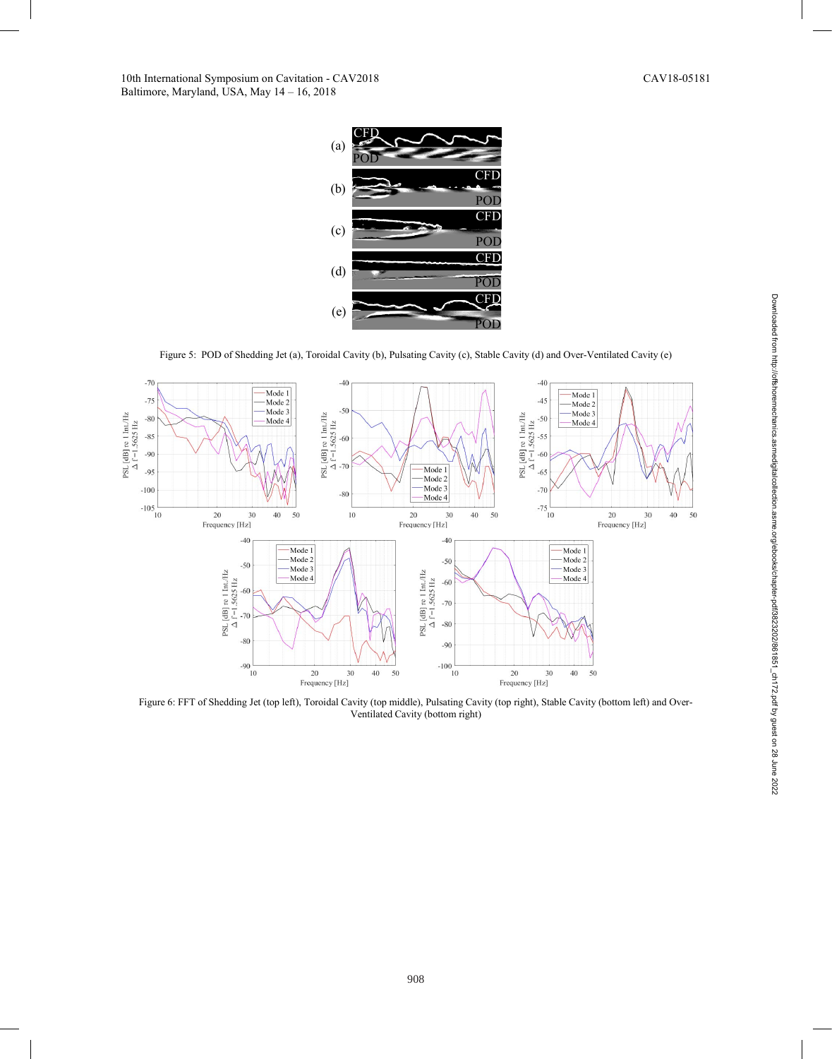Figure 5: POD of Shedding Jet (a), Toroidal Cavity (b), Pulsating Cavity (c), Stable Cavity (d) and Over-Ventilated Cavity (e)

Figure 6: FFT of Shedding Jet (top left), Toroidal Cavity (top middle), Pulsating Cavity (top right), Stable Cavity (bottom left) and Over-Ventilated Cavity (bottom right)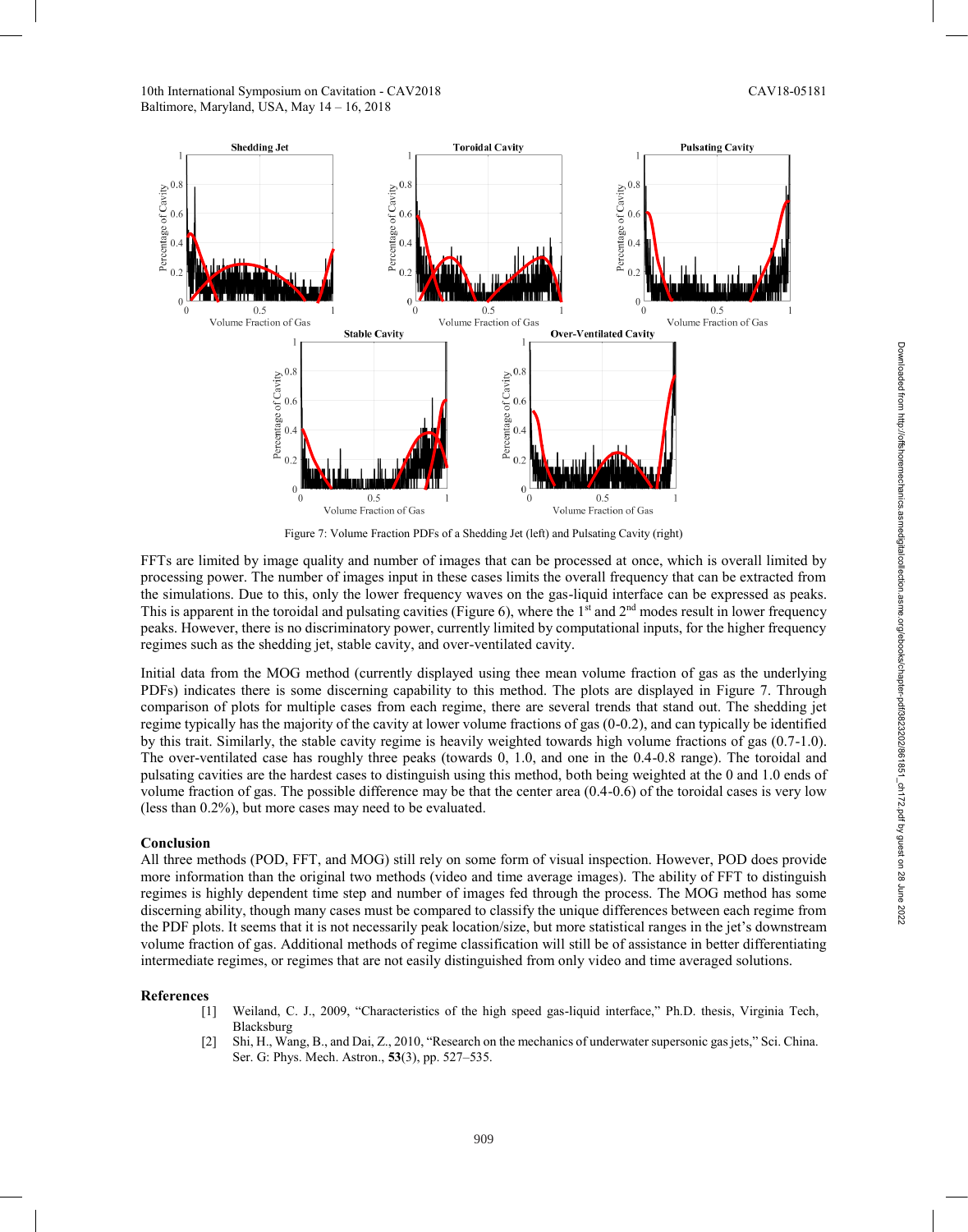Figure 7: Volume Fraction PDFs of a Shedding Jet (left) and Pulsating Cavity (right)

FFTs are limited by image quality and number of images that can be processed at once, which is overall limited by processing power. The number of images input in these cases limits the overall frequency that can be extracted from the simulations. Due to this, only the lower frequency waves on the gas-liquid interface can be expressed as peaks. This is apparent in the toroidal and pulsating cavities (Figure 6), where the 1st and 2nd modes result in lower frequency peaks. However, there is no discriminatory power, currently limited by computational inputs, for the higher frequency regimes such as the shedding jet, stable cavity, and over-ventilated cavity.

Initial data from the MOG method (currently displayed using thee mean volume fraction of gas as the underlying PDFs) indicates there is some discerning capability to this method. The plots are displayed in Figure 7. Through comparison of plots for multiple cases from each regime, there are several trends that stand out. The shedding jet regime typically has the majority of the cavity at lower volume fractions of gas (0-0.2), and can typically be identified by this trait. Similarly, the stable cavity regime is heavily weighted towards high volume fractions of gas (0.7-1.0). The over-ventilated case has roughly three peaks (towards 0, 1.0, and one in the 0.4-0.8 range). The toroidal and pulsating cavities are the hardest cases to distinguish using this method, both being weighted at the 0 and 1.0 ends of volume fraction of gas. The possible difference may be that the center area (0.4-0.6) of the toroidal cases is very low (less than 0.2%), but more cases may need to be evaluated.

### Conclusion

All three methods (POD, FFT, and MOG) still rely on some form of visual inspection. However, POD does provide more information than the original two methods (video and time average images). The ability of FFT to distinguish regimes is highly dependent time step and number of images fed through the process. The MOG method has some discerning ability, though many cases must be compared to classify the unique differences between each regime from the PDF plots. It seems that it is not necessarily peak location/size, but more statistical ranges in the jet's downstream volume fraction of gas. Additional methods of regime classification will still be of assistance in better differentiating intermediate regimes, or regimes that are not easily distinguished from only video and time averaged solutions.

### References

[1] Weiland, C. J., 2009, "Characteristics of the high speed gas-liquid interface," Ph.D. thesis, Virginia Tech, Blacksburg

[2] Shi, H., Wang, B., and Dai, Z., 2010, "Research on the mechanics of underwater supersonic gas jets," Sci. China. Ser. G: Phys. Mech. Astron., **53**(3), pp. 527–535.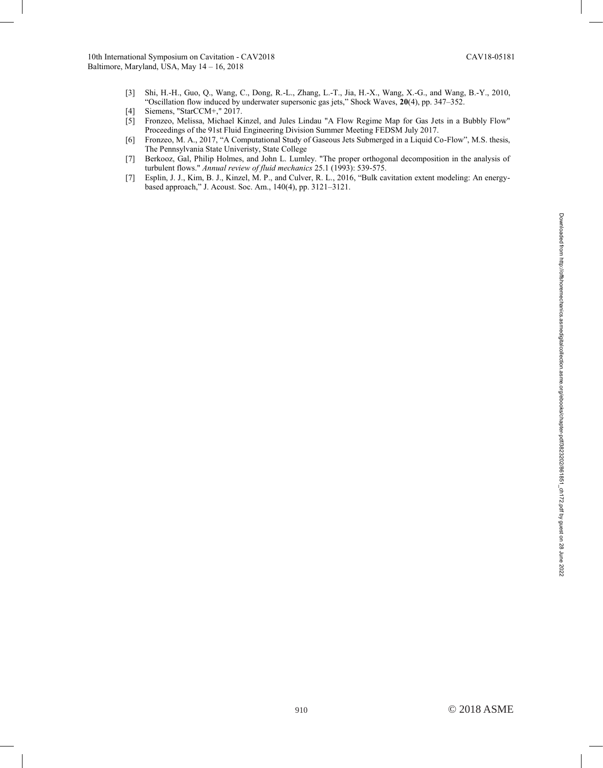[3] Shi, H.-H., Guo, Q., Wang, C., Dong, R.-L., Zhang, L.-T., Jia, H.-X., Wang, X.-G., and Wang, B.-Y., 2010, “Oscillation flow induced by underwater supersonic gas jets,” Shock Waves, **20**(4), pp. 347–352.

[4] Siemens, "StarCCM+," 2017.

[5] Fronzeo, Melissa, Michael Kinzel, and Jules Lindau "A Flow Regime Map for Gas Jets in a Bubbly Flow" Proceedings of the 91st Fluid Engineering Division Summer Meeting FEDSM July 2017.

[6] Fronzeo, M. A., 2017, “A Computational Study of Gaseous Jets Submerged in a Liquid Co-Flow”, M.S. thesis, The Pennsylvania State Univeristy, State College

[7] Berkooz, Gal, Philip Holmes, and John L. Lumley. "The proper orthogonal decomposition in the analysis of turbulent flows." *Annual review of fluid mechanics* 25.1 (1993): 539-575.

[7] Esplin, J. J., Kim, B. J., Kinzel, M. P., and Culver, R. L., 2016, “Bulk cavitation extent modeling: An energy-based approach,” J. Acoust. Soc. Am., 140(4), pp. 3121–3121.